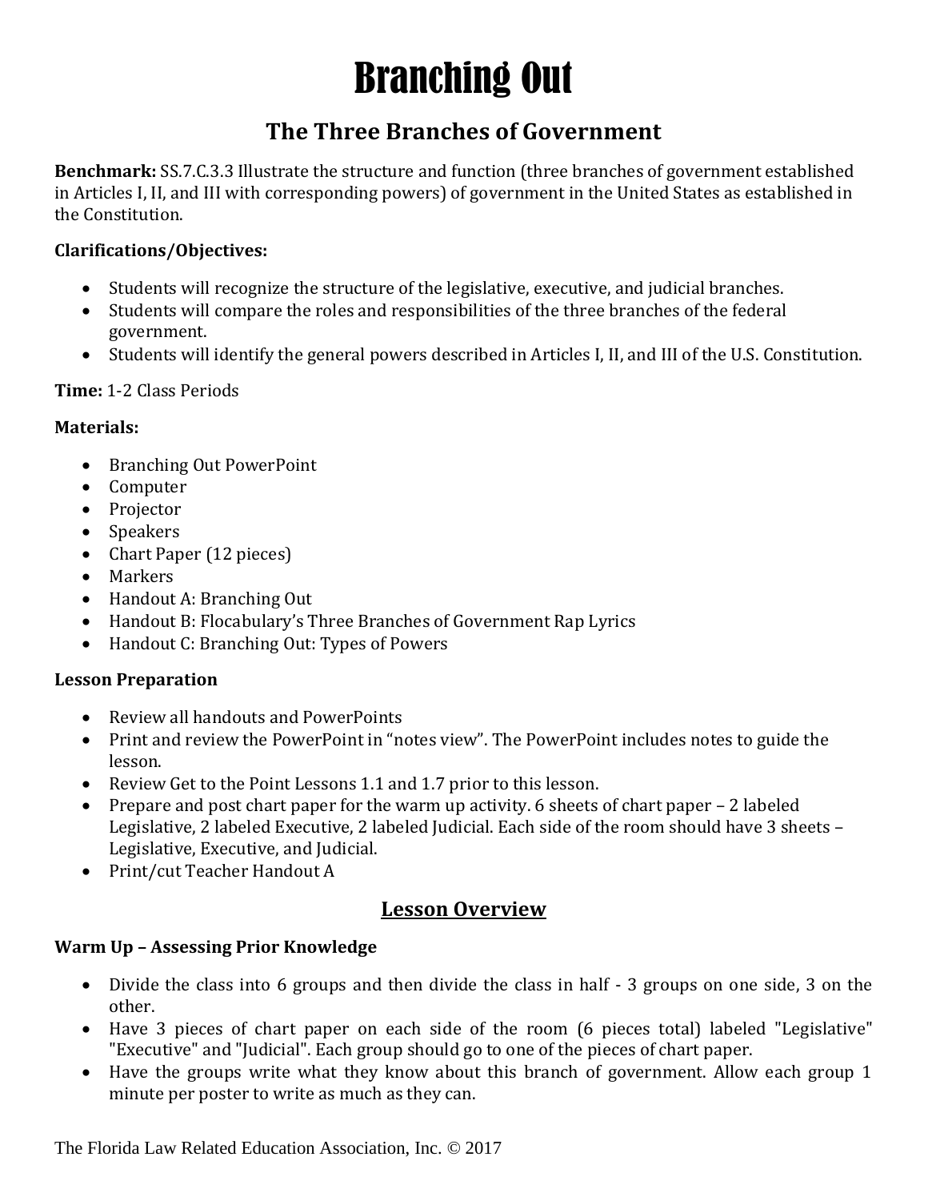# Branching Out

## The Three Branches of Government

**Benchmark:** SS.7.C.3.3 Illustrate the structure and function (three branches of government established in Articles I, II, and III with corresponding powers) of government in the United States as established in the Constitution.

**Clarifications/Objectives:**

- Students will recognize the structure of the legislative, executive, and judicial branches.
- Students will compare the roles and responsibilities of the three branches of the federal government.
- Students will identify the general powers described in Articles I, II, and III of the U.S. Constitution.

**Time:** 1-2 Class Periods

**Materials:**

- Branching Out PowerPoint
- Computer
- Projector
- Speakers
- Chart Paper (12 pieces)
- Markers
- Handout A: Branching Out
- Handout B: Flocabulary's Three Branches of Government Rap Lyrics
- Handout C: Branching Out: Types of Powers

**Lesson Preparation**

- Review all handouts and PowerPoints
- Print and review the PowerPoint in "notes view". The PowerPoint includes notes to guide the lesson.
- Review Get to the Point Lessons 1.1 and 1.7 prior to this lesson.
- Prepare and post chart paper for the warm up activity. 6 sheets of chart paper – 2 labeled Legislative, 2 labeled Executive, 2 labeled Judicial. Each side of the room should have 3 sheets – Legislative, Executive, and Judicial.
- Print/cut Teacher Handout A

## Lesson Overview

**Warm Up – Assessing Prior Knowledge**

- Divide the class into 6 groups and then divide the class in half - 3 groups on one side, 3 on the other.
- Have 3 pieces of chart paper on each side of the room (6 pieces total) labeled "Legislative" "Executive" and "Judicial". Each group should go to one of the pieces of chart paper.
- Have the groups write what they know about this branch of government. Allow each group 1 minute per poster to write as much as they can.

The Florida Law Related Education Association, Inc. © 2017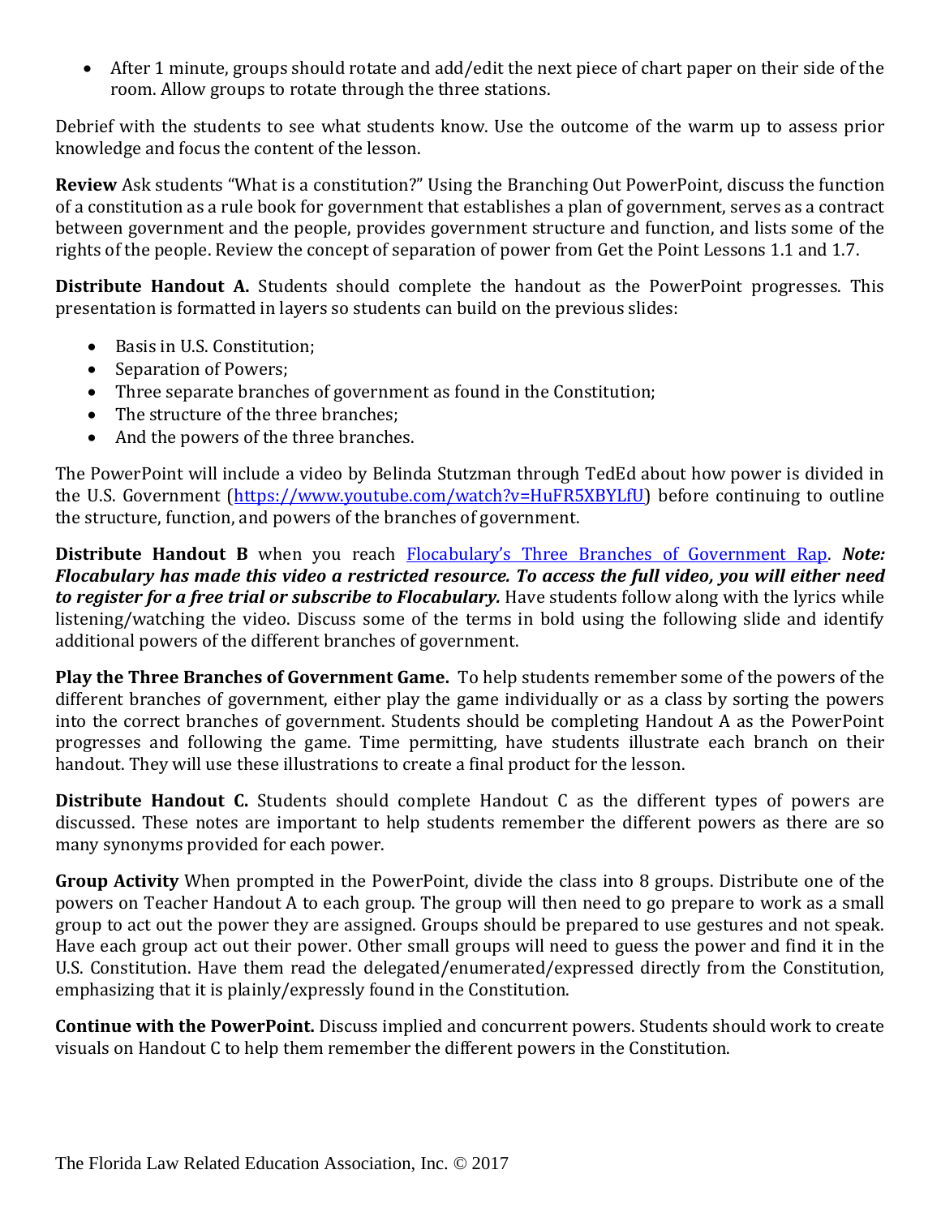- After 1 minute, groups should rotate and add/edit the next piece of chart paper on their side of the room. Allow groups to rotate through the three stations.

Debrief with the students to see what students know. Use the outcome of the warm up to assess prior knowledge and focus the content of the lesson.

**Review** Ask students "What is a constitution?" Using the Branching Out PowerPoint, discuss the function of a constitution as a rule book for government that establishes a plan of government, serves as a contract between government and the people, provides government structure and function, and lists some of the rights of the people. Review the concept of separation of power from Get the Point Lessons 1.1 and 1.7.

**Distribute Handout A.** Students should complete the handout as the PowerPoint progresses. This presentation is formatted in layers so students can build on the previous slides:

- Basis in U.S. Constitution;
- Separation of Powers;
- Three separate branches of government as found in the Constitution;
- The structure of the three branches;
- And the powers of the three branches.

The PowerPoint will include a video by Belinda Stutzman through TedEd about how power is divided in the U.S. Government (https://www.youtube.com/watch?v=HuFR5XBYLfU) before continuing to outline the structure, function, and powers of the branches of government.

**Distribute Handout B** when you reach Flocabulary's Three Branches of Government Rap. ***Note: Flocabulary has made this video a restricted resource. To access the full video, you will either need to register for a free trial or subscribe to Flocabulary.*** Have students follow along with the lyrics while listening/watching the video. Discuss some of the terms in bold using the following slide and identify additional powers of the different branches of government.

**Play the Three Branches of Government Game.** To help students remember some of the powers of the different branches of government, either play the game individually or as a class by sorting the powers into the correct branches of government. Students should be completing Handout A as the PowerPoint progresses and following the game. Time permitting, have students illustrate each branch on their handout. They will use these illustrations to create a final product for the lesson.

**Distribute Handout C.** Students should complete Handout C as the different types of powers are discussed. These notes are important to help students remember the different powers as there are so many synonyms provided for each power.

**Group Activity** When prompted in the PowerPoint, divide the class into 8 groups. Distribute one of the powers on Teacher Handout A to each group. The group will then need to go prepare to work as a small group to act out the power they are assigned. Groups should be prepared to use gestures and not speak. Have each group act out their power. Other small groups will need to guess the power and find it in the U.S. Constitution. Have them read the delegated/enumerated/expressed directly from the Constitution, emphasizing that it is plainly/expressly found in the Constitution.

**Continue with the PowerPoint.** Discuss implied and concurrent powers. Students should work to create visuals on Handout C to help them remember the different powers in the Constitution.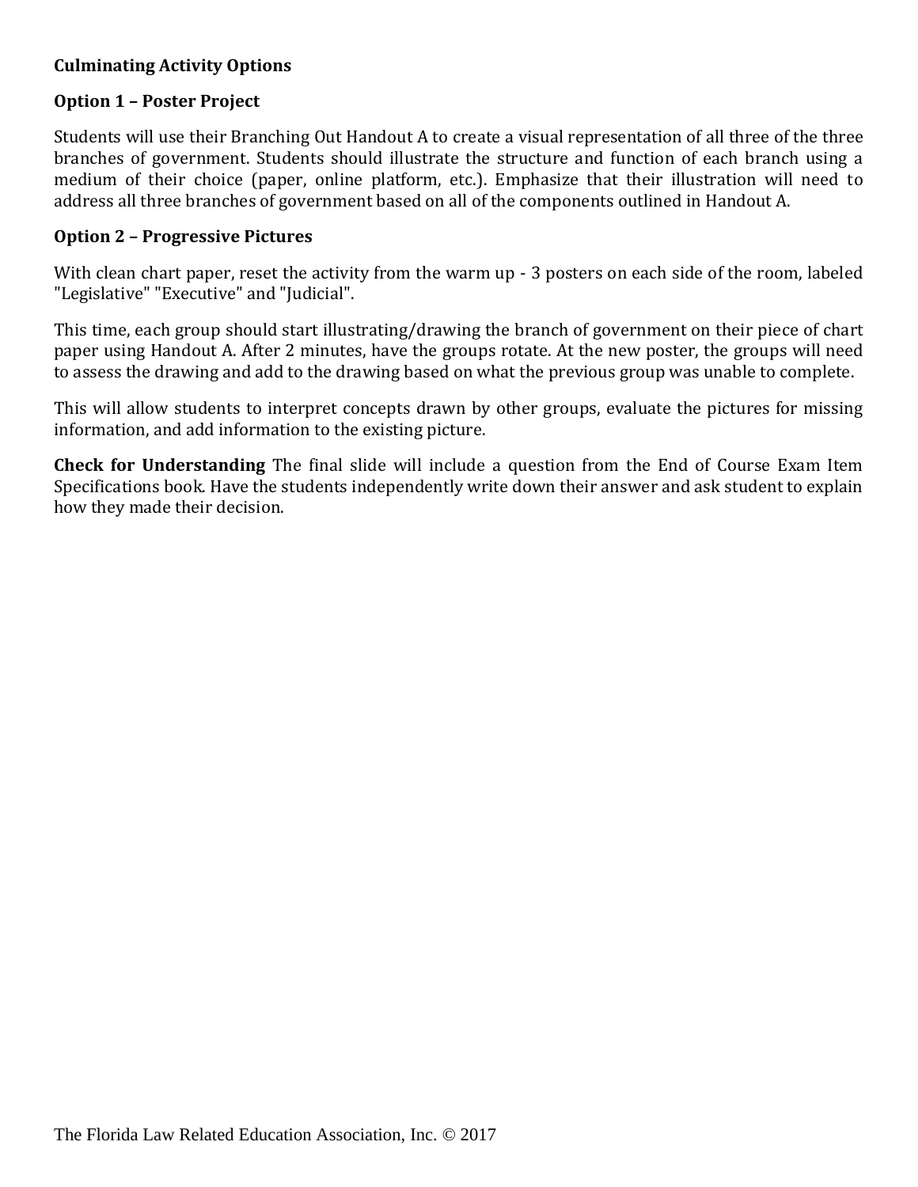**Culminating Activity Options**

**Option 1 – Poster Project**

Students will use their Branching Out Handout A to create a visual representation of all three of the three branches of government. Students should illustrate the structure and function of each branch using a medium of their choice (paper, online platform, etc.). Emphasize that their illustration will need to address all three branches of government based on all of the components outlined in Handout A.

**Option 2 – Progressive Pictures**

With clean chart paper, reset the activity from the warm up - 3 posters on each side of the room, labeled "Legislative" "Executive" and "Judicial".

This time, each group should start illustrating/drawing the branch of government on their piece of chart paper using Handout A. After 2 minutes, have the groups rotate. At the new poster, the groups will need to assess the drawing and add to the drawing based on what the previous group was unable to complete.

This will allow students to interpret concepts drawn by other groups, evaluate the pictures for missing information, and add information to the existing picture.

**Check for Understanding** The final slide will include a question from the End of Course Exam Item Specifications book. Have the students independently write down their answer and ask student to explain how they made their decision.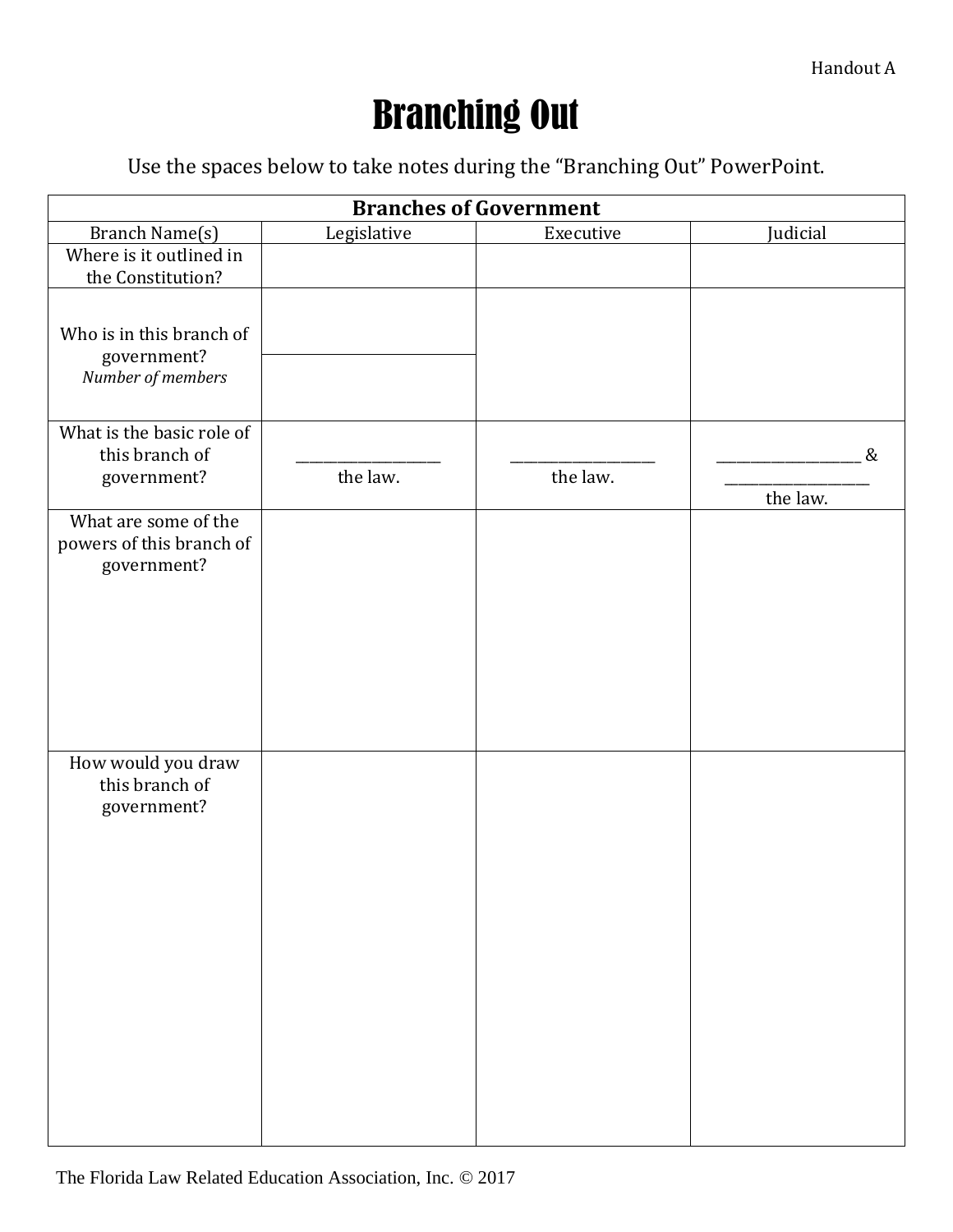Handout A

# Branching Out

Use the spaces below to take notes during the "Branching Out" PowerPoint.

| Branches of Government | | | |
|---|---|---|---|
| Branch Name(s) | Legislative | Executive | Judicial |
| Where is it outlined in the Constitution? | | | |
| Who is in this branch of government? *Number of members* | | | |
| What is the basic role of this branch of government? | ____________________ the law. | ____________________ the law. | ____________________ & ____________________ the law. |
| What are some of the powers of this branch of government? | | | |
| How would you draw this branch of government? | | | |

The Florida Law Related Education Association, Inc. © 2017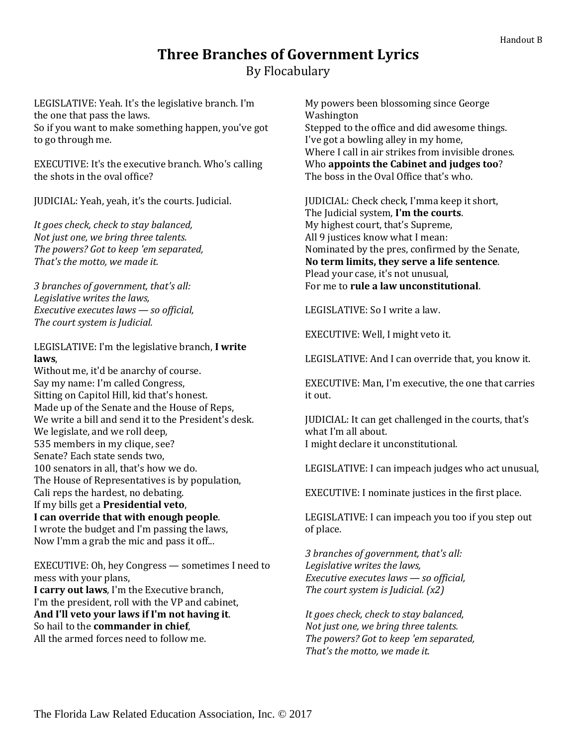# Three Branches of Government Lyrics

By Flocabulary

LEGISLATIVE: Yeah. It's the legislative branch. I'm the one that pass the laws.
So if you want to make something happen, you've got to go through me.

EXECUTIVE: It's the executive branch. Who's calling the shots in the oval office?

JUDICIAL: Yeah, yeah, it's the courts. Judicial.

*It goes check, check to stay balanced,*
*Not just one, we bring three talents.*
*The powers? Got to keep 'em separated,*
*That's the motto, we made it.*

*3 branches of government, that's all:*
*Legislative writes the laws,*
*Executive executes laws — so official,*
*The court system is Judicial.*

LEGISLATIVE: I'm the legislative branch, **I write laws**,
Without me, it'd be anarchy of course.
Say my name: I'm called Congress,
Sitting on Capitol Hill, kid that's honest.
Made up of the Senate and the House of Reps,
We write a bill and send it to the President's desk.
We legislate, and we roll deep,
535 members in my clique, see?
Senate? Each state sends two,
100 senators in all, that's how we do.
The House of Representatives is by population,
Cali reps the hardest, no debating.
If my bills get a **Presidential veto**,
**I can override that with enough people**.
I wrote the budget and I'm passing the laws,
Now I'mm a grab the mic and pass it off...

EXECUTIVE: Oh, hey Congress — sometimes I need to mess with your plans,
**I carry out laws**, I'm the Executive branch,
I'm the president, roll with the VP and cabinet,
**And I'll veto your laws if I'm not having it**.
So hail to the **commander in chief**,
All the armed forces need to follow me.
My powers been blossoming since George Washington
Stepped to the office and did awesome things.
I've got a bowling alley in my home,
Where I call in air strikes from invisible drones.
Who **appoints the Cabinet and judges too**?
The boss in the Oval Office that's who.

JUDICIAL: Check check, I'mma keep it short,
The Judicial system, **I'm the courts**.
My highest court, that's Supreme,
All 9 justices know what I mean:
Nominated by the pres, confirmed by the Senate,
**No term limits, they serve a life sentence**.
Plead your case, it's not unusual,
For me to **rule a law unconstitutional**.

LEGISLATIVE: So I write a law.

EXECUTIVE: Well, I might veto it.

LEGISLATIVE: And I can override that, you know it.

EXECUTIVE: Man, I'm executive, the one that carries it out.

JUDICIAL: It can get challenged in the courts, that's what I'm all about.
I might declare it unconstitutional.

LEGISLATIVE: I can impeach judges who act unusual,

EXECUTIVE: I nominate justices in the first place.

LEGISLATIVE: I can impeach you too if you step out of place.

*3 branches of government, that's all:*
*Legislative writes the laws,*
*Executive executes laws — so official,*
*The court system is Judicial. (x2)*

*It goes check, check to stay balanced,*
*Not just one, we bring three talents.*
*The powers? Got to keep 'em separated,*
*That's the motto, we made it.*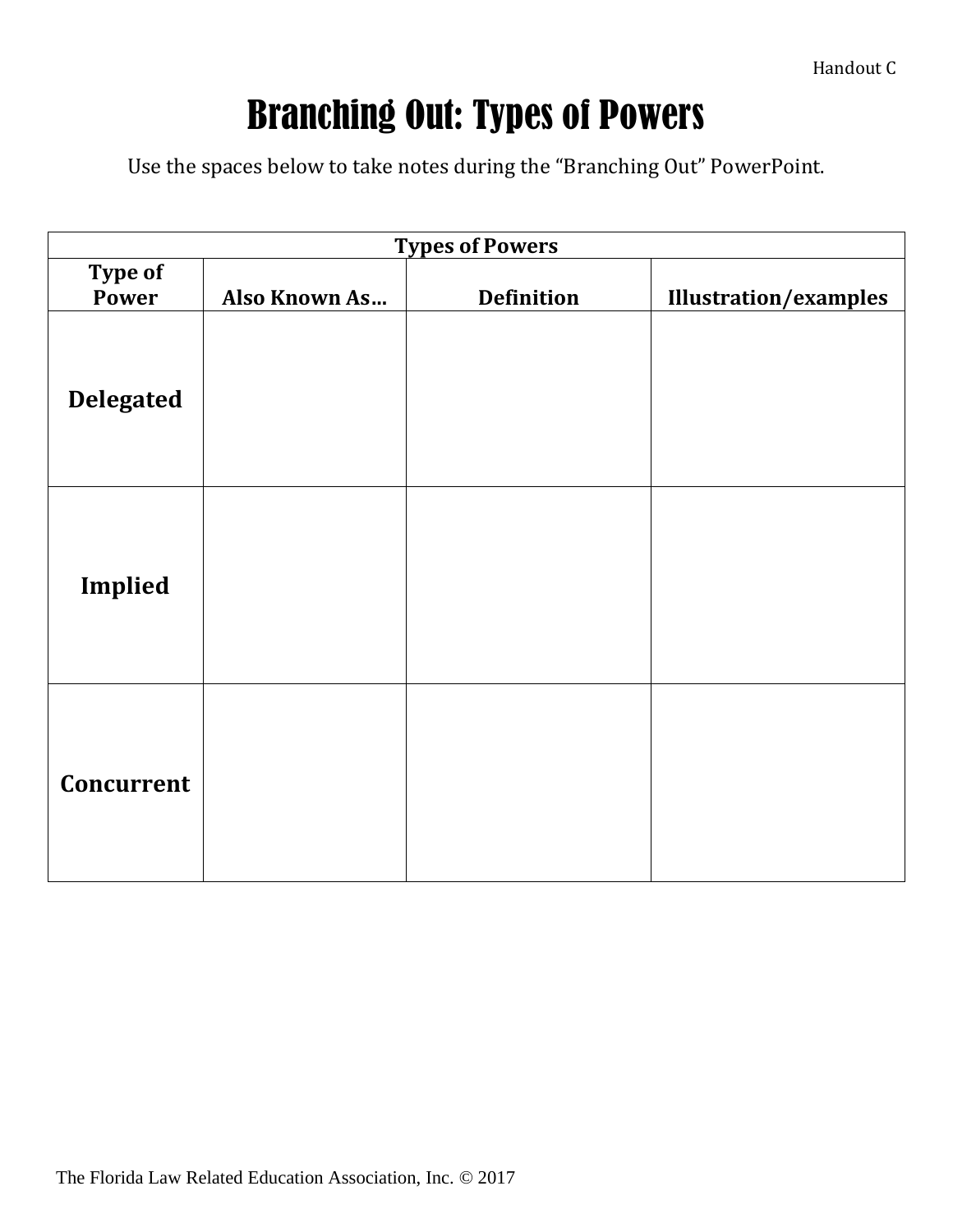Handout C

# Branching Out: Types of Powers

Use the spaces below to take notes during the "Branching Out" PowerPoint.

| Types of Powers | | | |
|---|---|---|---|
| **Type of Power** | **Also Known As…** | **Definition** | **Illustration/examples** |
| **Delegated** | | | |
| **Implied** | | | |
| **Concurrent** | | | |

The Florida Law Related Education Association, Inc. © 2017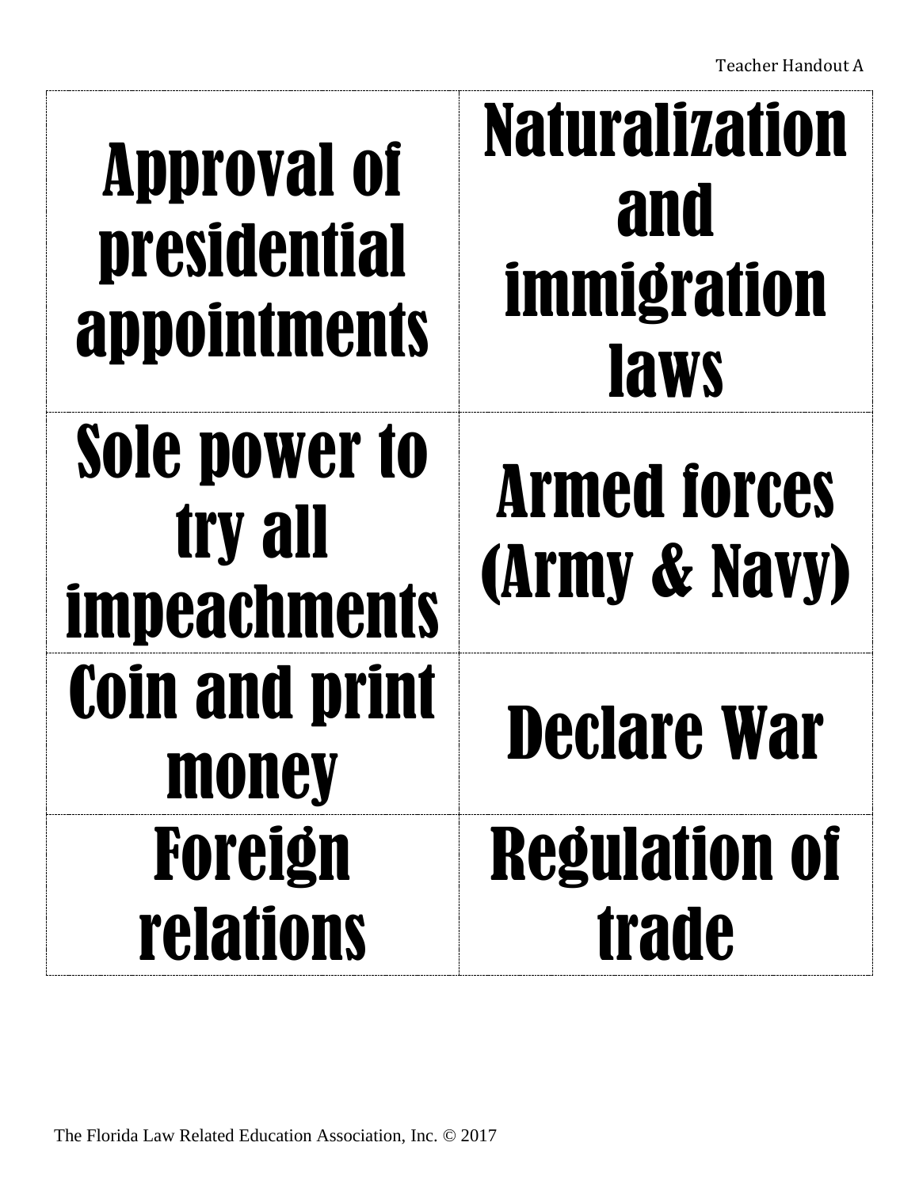| | |
|---|---|
| Approval of presidential appointments | Naturalization and immigration laws |
| Sole power to try all impeachments | Armed forces (Army & Navy) |
| Coin and print money | Declare War |
| Foreign relations | Regulation of trade |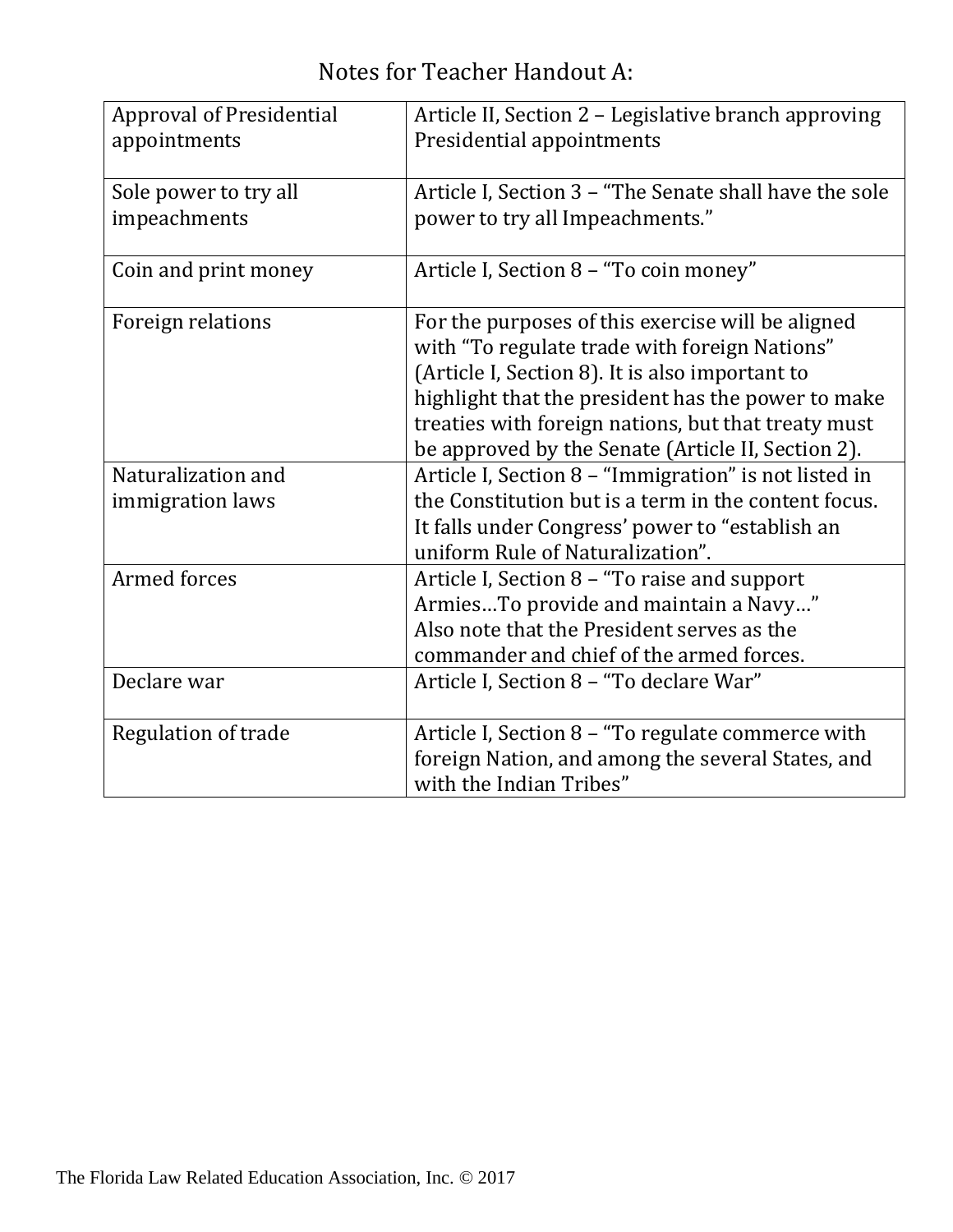Notes for Teacher Handout A:

| | |
|---|---|
| Approval of Presidential appointments | Article II, Section 2 – Legislative branch approving Presidential appointments |
| Sole power to try all impeachments | Article I, Section 3 – "The Senate shall have the sole power to try all Impeachments." |
| Coin and print money | Article I, Section 8 – "To coin money" |
| Foreign relations | For the purposes of this exercise will be aligned with "To regulate trade with foreign Nations" (Article I, Section 8). It is also important to highlight that the president has the power to make treaties with foreign nations, but that treaty must be approved by the Senate (Article II, Section 2). |
| Naturalization and immigration laws | Article I, Section 8 – "Immigration" is not listed in the Constitution but is a term in the content focus. It falls under Congress' power to "establish an uniform Rule of Naturalization". |
| Armed forces | Article I, Section 8 – "To raise and support Armies…To provide and maintain a Navy…" Also note that the President serves as the commander and chief of the armed forces. |
| Declare war | Article I, Section 8 – "To declare War" |
| Regulation of trade | Article I, Section 8 – "To regulate commerce with foreign Nation, and among the several States, and with the Indian Tribes" |

The Florida Law Related Education Association, Inc. © 2017